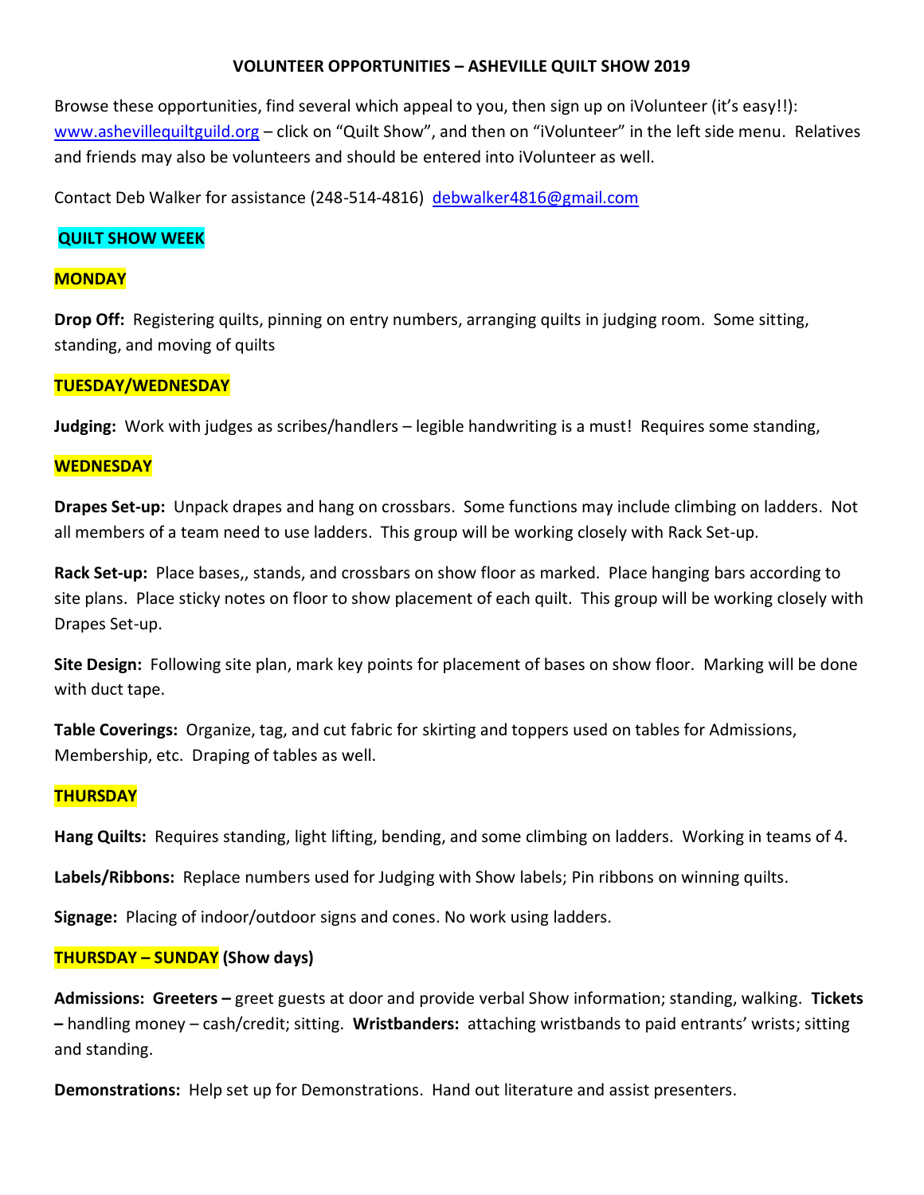# VOLUNTEER OPPORTUNITIES – ASHEVILLE QUILT SHOW 2019

Browse these opportunities, find several which appeal to you, then sign up on iVolunteer (it's easy!!): www.ashevillequiltguild.org – click on "Quilt Show", and then on "iVolunteer" in the left side menu. Relatives and friends may also be volunteers and should be entered into iVolunteer as well.

Contact Deb Walker for assistance (248-514-4816) debwalker4816@gmail.com

## QUILT SHOW WEEK

### MONDAY

**Drop Off:** Registering quilts, pinning on entry numbers, arranging quilts in judging room. Some sitting, standing, and moving of quilts

### TUESDAY/WEDNESDAY

**Judging:** Work with judges as scribes/handlers – legible handwriting is a must! Requires some standing,

### WEDNESDAY

**Drapes Set-up:** Unpack drapes and hang on crossbars. Some functions may include climbing on ladders. Not all members of a team need to use ladders. This group will be working closely with Rack Set-up.

**Rack Set-up:** Place bases,, stands, and crossbars on show floor as marked. Place hanging bars according to site plans. Place sticky notes on floor to show placement of each quilt. This group will be working closely with Drapes Set-up.

**Site Design:** Following site plan, mark key points for placement of bases on show floor. Marking will be done with duct tape.

**Table Coverings:** Organize, tag, and cut fabric for skirting and toppers used on tables for Admissions, Membership, etc. Draping of tables as well.

### THURSDAY

**Hang Quilts:** Requires standing, light lifting, bending, and some climbing on ladders. Working in teams of 4.

**Labels/Ribbons:** Replace numbers used for Judging with Show labels; Pin ribbons on winning quilts.

**Signage:** Placing of indoor/outdoor signs and cones. No work using ladders.

### THURSDAY – SUNDAY (Show days)

**Admissions: Greeters –** greet guests at door and provide verbal Show information; standing, walking. **Tickets –** handling money – cash/credit; sitting. **Wristbanders:** attaching wristbands to paid entrants' wrists; sitting and standing.

**Demonstrations:** Help set up for Demonstrations. Hand out literature and assist presenters.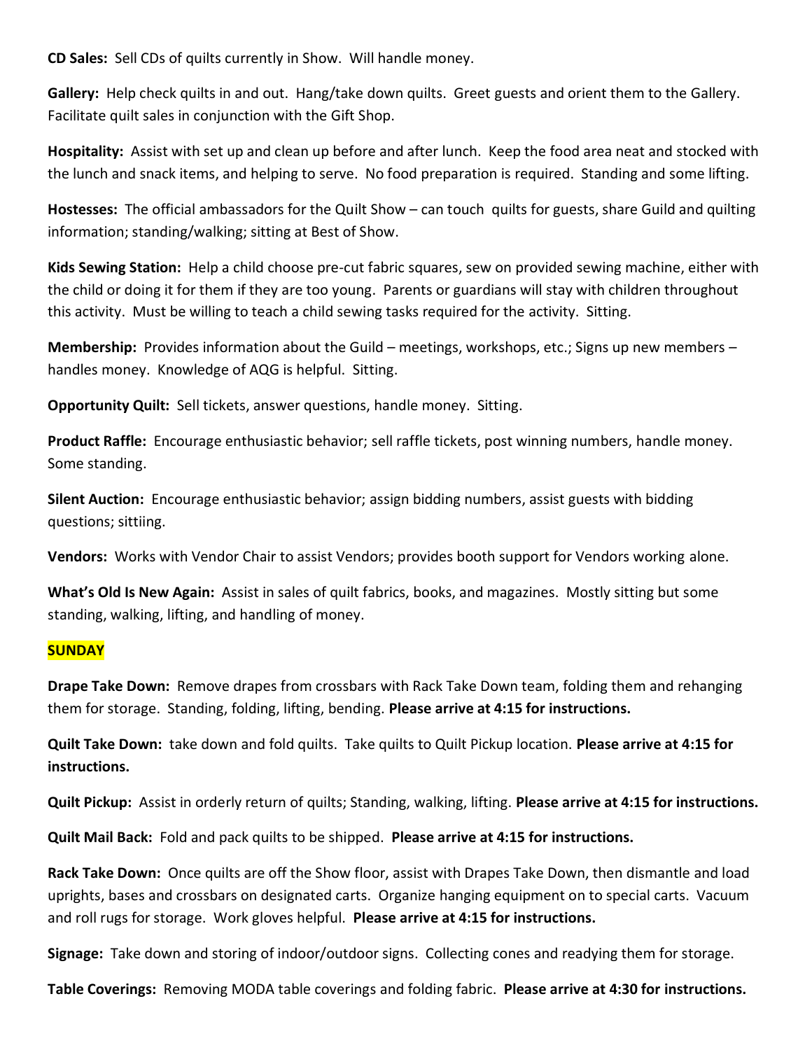**CD Sales:** Sell CDs of quilts currently in Show. Will handle money.

**Gallery:** Help check quilts in and out. Hang/take down quilts. Greet guests and orient them to the Gallery. Facilitate quilt sales in conjunction with the Gift Shop.

**Hospitality:** Assist with set up and clean up before and after lunch. Keep the food area neat and stocked with the lunch and snack items, and helping to serve. No food preparation is required. Standing and some lifting.

**Hostesses:** The official ambassadors for the Quilt Show – can touch quilts for guests, share Guild and quilting information; standing/walking; sitting at Best of Show.

**Kids Sewing Station:** Help a child choose pre-cut fabric squares, sew on provided sewing machine, either with the child or doing it for them if they are too young. Parents or guardians will stay with children throughout this activity. Must be willing to teach a child sewing tasks required for the activity. Sitting.

**Membership:** Provides information about the Guild – meetings, workshops, etc.; Signs up new members – handles money. Knowledge of AQG is helpful. Sitting.

**Opportunity Quilt:** Sell tickets, answer questions, handle money. Sitting.

**Product Raffle:** Encourage enthusiastic behavior; sell raffle tickets, post winning numbers, handle money. Some standing.

**Silent Auction:** Encourage enthusiastic behavior; assign bidding numbers, assist guests with bidding questions; sittiing.

**Vendors:** Works with Vendor Chair to assist Vendors; provides booth support for Vendors working alone.

**What's Old Is New Again:** Assist in sales of quilt fabrics, books, and magazines. Mostly sitting but some standing, walking, lifting, and handling of money.

## SUNDAY

**Drape Take Down:** Remove drapes from crossbars with Rack Take Down team, folding them and rehanging them for storage. Standing, folding, lifting, bending. **Please arrive at 4:15 for instructions.**

**Quilt Take Down:** take down and fold quilts. Take quilts to Quilt Pickup location. **Please arrive at 4:15 for instructions.**

**Quilt Pickup:** Assist in orderly return of quilts; Standing, walking, lifting. **Please arrive at 4:15 for instructions.**

**Quilt Mail Back:** Fold and pack quilts to be shipped. **Please arrive at 4:15 for instructions.**

**Rack Take Down:** Once quilts are off the Show floor, assist with Drapes Take Down, then dismantle and load uprights, bases and crossbars on designated carts. Organize hanging equipment on to special carts. Vacuum and roll rugs for storage. Work gloves helpful. **Please arrive at 4:15 for instructions.**

**Signage:** Take down and storing of indoor/outdoor signs. Collecting cones and readying them for storage.

**Table Coverings:** Removing MODA table coverings and folding fabric. **Please arrive at 4:30 for instructions.**